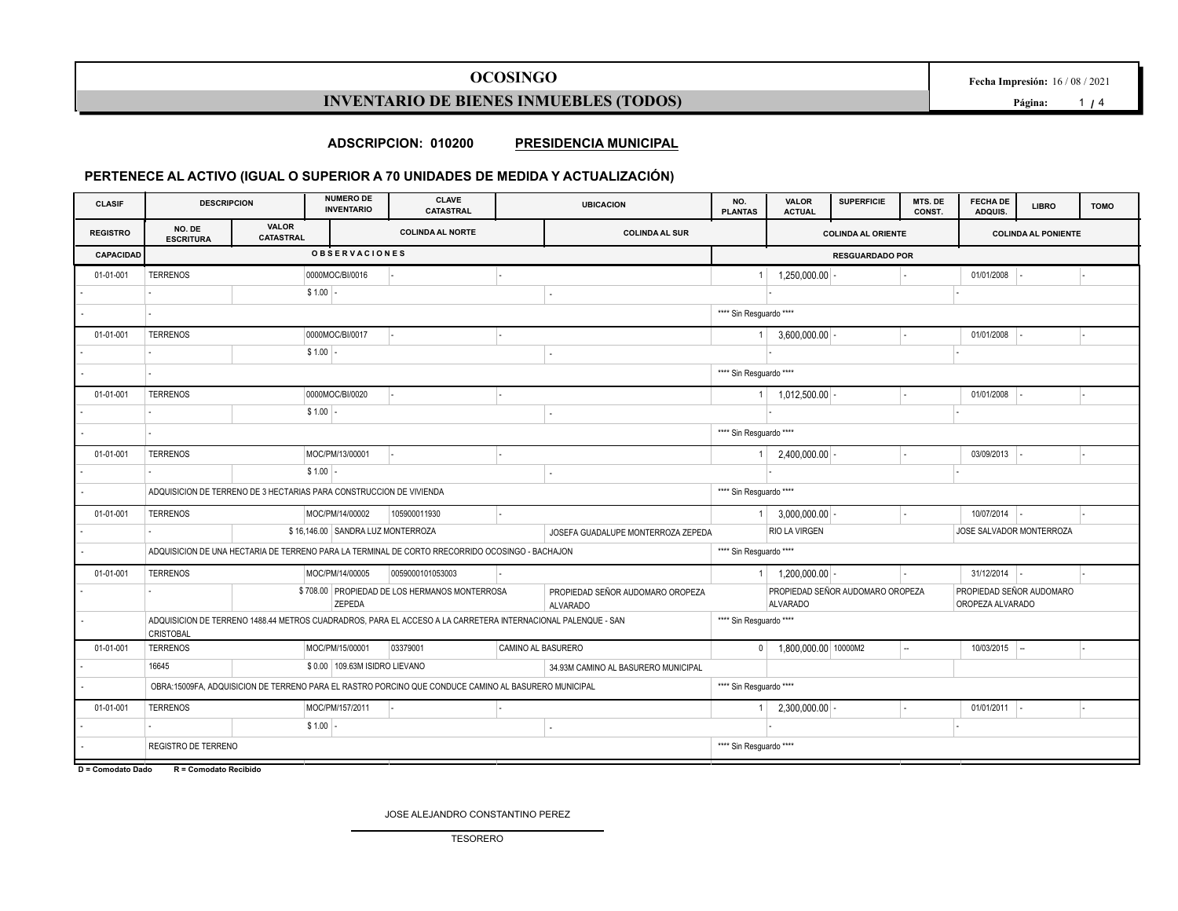# OCOSINGO

## INVENTARIO DE BIENES INMUEBLES (TODOS)

**Fecha Impresión:** 16 / 08 / 2021

**ADSCRIPCION: 010200 PRESIDENCIA MUNICIPAL**

**PERTENECE AL ACTIVO (IGUAL O SUPERIOR A 70 UNIDADES DE MEDIDA Y ACTUALIZACIÓN)**

| CLASIF | DESCRIPCION | | NUMERO DE INVENTARIO | CLAVE CATASTRAL | UBICACION | | NO. PLANTAS | VALOR ACTUAL | SUPERFICIE | MTS. DE CONST. | FECHA DE ADQUIS. | LIBRO | TOMO |
|---|---|---|---|---|---|---|---|---|---|---|---|---|---|
| REGISTRO | NO. DE ESCRITURA | VALOR CATASTRAL | COLINDA AL NORTE | | COLINDA AL SUR | | | COLINDA AL ORIENTE | | | COLINDA AL PONIENTE | | |
| CAPACIDAD | OBSERVACIONES | | | | | | | RESGUARDADO POR | | | | | |
| 01-01-001 | TERRENOS | | 0000MOC/BI/0016 | - | - | | 1 | 1,250,000.00 | - | - | 01/01/2008 | - | - |
| - | - | $ 1.00 | - | | - | | | - | | | - | | |
| - | - | | | | | | | **** Sin Resguardo **** | | | | | |
| 01-01-001 | TERRENOS | | 0000MOC/BI/0017 | - | - | | 1 | 3,600,000.00 | - | - | 01/01/2008 | - | - |
| - | - | $ 1.00 | - | | - | | | - | | | - | | |
| - | - | | | | | | | **** Sin Resguardo **** | | | | | |
| 01-01-001 | TERRENOS | | 0000MOC/BI/0020 | - | - | | 1 | 1,012,500.00 | - | - | 01/01/2008 | - | - |
| - | - | $ 1.00 | - | | - | | | - | | | - | | |
| - | - | | | | | | | **** Sin Resguardo **** | | | | | |
| 01-01-001 | TERRENOS | | MOC/PM/13/00001 | - | - | | 1 | 2,400,000.00 | - | - | 03/09/2013 | - | - |
| - | - | $ 1.00 | - | | - | | | - | | | - | | |
| - | ADQUISICION DE TERRENO DE 3 HECTARIAS PARA CONSTRUCCION DE VIVIENDA | | | | | | | **** Sin Resguardo **** | | | | | |
| 01-01-001 | TERRENOS | | MOC/PM/14/00002 | 105900011930 | - | | 1 | 3,000,000.00 | - | - | 10/07/2014 | - | - |
| - | - | $ 16,146.00 | SANDRA LUZ MONTERROZA | | JOSEFA GUADALUPE MONTERROZA ZEPEDA | | | RIO LA VIRGEN | | | JOSE SALVADOR MONTERROZA | | |
| - | ADQUISICION DE UNA HECTARIA DE TERRENO PARA LA TERMINAL DE CORTO RRECORRIDO OCOSINGO - BACHAJON | | | | | | | **** Sin Resguardo **** | | | | | |
| 01-01-001 | TERRENOS | | MOC/PM/14/00005 | 0059000101053003 | - | | 1 | 1,200,000.00 | - | - | 31/12/2014 | - | - |
| - | - | $ 708.00 | PROPIEDAD DE LOS HERMANOS MONTERROSA ZEPEDA | | PROPIEDAD SEÑOR AUDOMARO OROPEZA ALVARADO | | | PROPIEDAD SEÑOR AUDOMARO OROPEZA ALVARADO | | | PROPIEDAD SEÑOR AUDOMARO OROPEZA ALVARADO | | |
| - | ADQUISICION DE TERRENO 1488.44 METROS CUADRADROS, PARA EL ACCESO A LA CARRETERA INTERNACIONAL PALENQUE - SAN CRISTOBAL | | | | | | | **** Sin Resguardo **** | | | | | |
| 01-01-001 | TERRENOS | | MOC/PM/15/00001 | 03379001 | CAMINO AL BASURERO | | 0 | 1,800,000.00 | 10000M2 | -- | 10/03/2015 | -- | - |
| - | 16645 | $ 0.00 | 109.63M ISIDRO LIEVANO | | 34.93M CAMINO AL BASURERO MUNICIPAL | | | | | | | | |
| - | OBRA:15009FA, ADQUISICION DE TERRENO PARA EL RASTRO PORCINO QUE CONDUCE CAMINO AL BASURERO MUNICIPAL | | | | | | | **** Sin Resguardo **** | | | | | |
| 01-01-001 | TERRENOS | | MOC/PM/157/2011 | - | - | | 1 | 2,300,000.00 | - | - | 01/01/2011 | - | - |
| - | - | $ 1.00 | - | | - | | | - | | | - | | |
| - | REGISTRO DE TERRENO | | | | | | | **** Sin Resguardo **** | | | | | |

**D = Comodato Dado** **R = Comodato Recibido**

JOSE ALEJANDRO CONSTANTINO PEREZ

TESORERO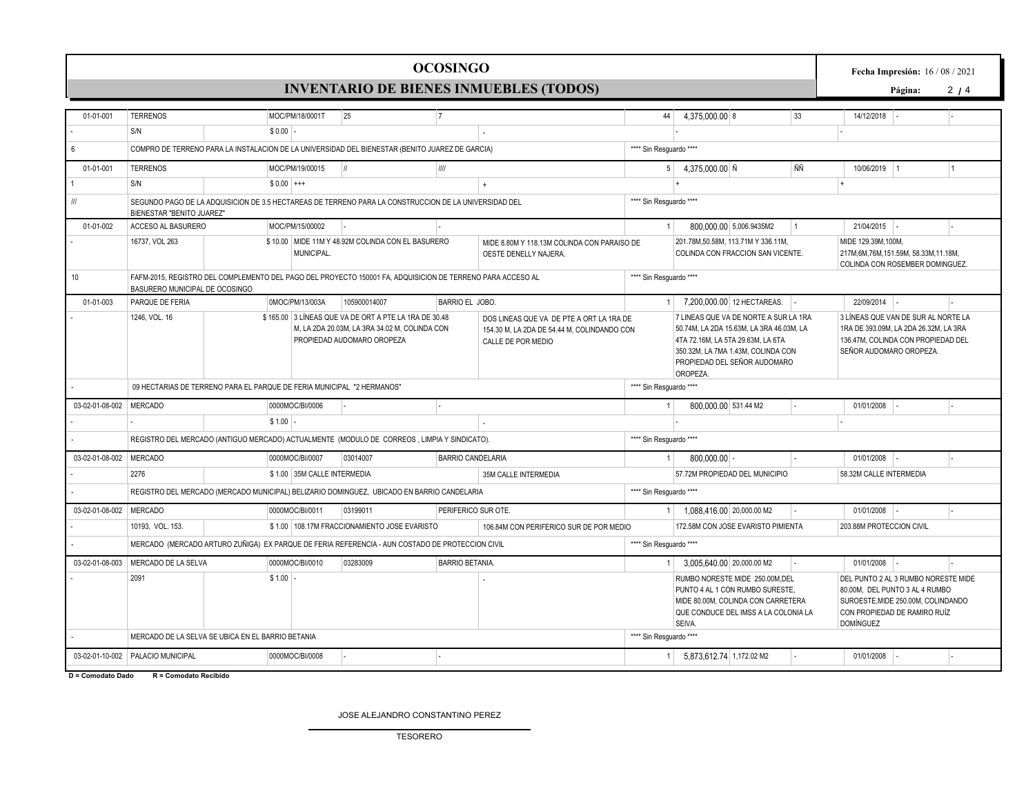# OCOSINGO

## INVENTARIO DE BIENES INMUEBLES (TODOS)

Fecha Impresión: 16 / 08 / 2021

| | | | | | | | | | | | | |
|---|---|---|---|---|---|---|---|---|---|---|---|---|
| 01-01-001 | TERRENOS | MOC/PM/18/0001T | 25 | 7 | | 44 | 4,375,000.00 | 8 | 33 | 14/12/2018 | - | - |
| - | S/N | $ 0.00 | - | | - | | - | | | - | | |
| 6 | COMPRO DE TERRENO PARA LA INSTALACION DE LA UNIVERSIDAD DEL BIENESTAR (BENITO JUAREZ DE GARCIA) | | | | | **** Sin Resguardo **** | | | | | | |
| 01-01-001 | TERRENOS | MOC/PM/19/00015 | // | //// | | 5 | 4,375,000.00 | Ñ | ÑÑ | 10/06/2019 | 1 | 1 |
| 1 | S/N | $ 0.00 | +++ | | + | | + | | | + | | |
| /// | SEGUNDO PAGO DE LA ADQUISICION DE 3.5 HECTAREAS DE TERRENO PARA LA CONSTRUCCION DE LA UNIVERSIDAD DEL BIENESTAR "BENITO JUAREZ" | | | | | **** Sin Resguardo **** | | | | | | |
| 01-01-002 | ACCESO AL BASURERO | MOC/PM/15/00002 | - | - | | 1 | 800,000.00 | 5,006.9435M2 | 1 | 21/04/2015 | - | - |
| - | 16737, VOL 263 | $ 10.00 | MIDE 11M Y 48.92M COLINDA CON EL BASURERO MUNICIPAL. | | MIDE 8.80M Y 118.13M COLINDA CON PARAISO DE OESTE DENELLY NAJERA. | | 201.78M,50.58M, 113.71M Y 336.11M, COLINDA CON FRACCION SAN VICENTE. | | | MIDE 129.39M,100M, 217M,6M,76M,151.59M, 58.33M,11.18M, COLINDA CON ROSEMBER DOMINGUEZ. | | |
| 10 | FAFM-2015, REGISTRO DEL COMPLEMENTO DEL PAGO DEL PROYECTO 150001 FA, ADQUISICION DE TERRENO PARA ACCESO AL BASURERO MUNICIPAL DE OCOSINGO | | | | | **** Sin Resguardo **** | | | | | | |
| 01-01-003 | PARQUE DE FERIA | 0MOC/PM/13/003A | 105900014007 | BARRIO EL JOBO. | | 1 | 7,200,000.00 | 12 HECTAREAS. | - | 22/09/2014 | - | - |
| - | 1246, VOL. 16 | $ 165.00 | 3 LÍNEAS QUE VA DE ORT A PTE LA 1RA DE 30.48 M, LA 2DA 20.03M, LA 3RA 34.02 M, COLINDA CON PROPIEDAD AUDOMARO OROPEZA | | DOS LINEAS QUE VA DE PTE A ORT LA 1RA DE 154.30 M, LA 2DA DE 54.44 M, COLINDANDO CON CALLE DE POR MEDIO | | 7 LINEAS QUE VA DE NORTE A SUR LA 1RA 50.74M, LA 2DA 15.63M, LA 3RA 46.03M, LA 4TA 72.16M, LA 5TA 29.63M, LA 6TA 350.32M, LA 7MA 1.43M, COLINDA CON PROPIEDAD DEL SEÑOR AUDOMARO OROPEZA. | | | 3 LÍNEAS QUE VAN DE SUR AL NORTE LA 1RA DE 393.09M, LA 2DA 26.32M, LA 3RA 136.47M, COLINDA CON PROPIEDAD DEL SEÑOR AUDOMARO OROPEZA. | | |
| - | 09 HECTARIAS DE TERRENO PARA EL PARQUE DE FERIA MUNICIPAL "2 HERMANOS" | | | | | **** Sin Resguardo **** | | | | | | |
| 03-02-01-08-002 | MERCADO | 0000MOC/BI/0006 | - | - | | 1 | 800,000.00 | 531.44 M2 | - | 01/01/2008 | - | - |
| - | - | $ 1.00 | - | | - | | - | | | - | | |
| - | REGISTRO DEL MERCADO (ANTIGUO MERCADO) ACTUALMENTE (MODULO DE CORREOS , LIMPIA Y SINDICATO). | | | | | **** Sin Resguardo **** | | | | | | |
| 03-02-01-08-002 | MERCADO | 0000MOC/BI/0007 | 03014007 | BARRIO CANDELARIA | | 1 | 800,000.00 | - | - | 01/01/2008 | - | - |
| - | 2276 | $ 1.00 | 35M CALLE INTERMEDIA | | 35M CALLE INTERMEDIA | | 57.72M PROPIEDAD DEL MUNICIPIO | | | 58.32M CALLE INTERMEDIA | | |
| - | REGISTRO DEL MERCADO (MERCADO MUNICIPAL) BELIZARIO DOMINGUEZ, UBICADO EN BARRIO CANDELARIA | | | | | **** Sin Resguardo **** | | | | | | |
| 03-02-01-08-002 | MERCADO | 0000MOC/BI/0011 | 03199011 | PERIFERICO SUR OTE. | | 1 | 1,088,416.00 | 20,000.00 M2 | - | 01/01/2008 | - | - |
| - | 10193, VOL. 153. | $ 1.00 | 108.17M FRACCIONAMIENTO JOSE EVARISTO | | 106.84M CON PERIFERICO SUR DE POR MEDIO | | 172.58M CON JOSE EVARISTO PIMIENTA | | | 203.88M PROTECCION CIVIL | | |
| - | MERCADO (MERCADO ARTURO ZUÑIGA) EX PARQUE DE FERIA REFERENCIA - AUN COSTADO DE PROTECCION CIVIL | | | | | **** Sin Resguardo **** | | | | | | |
| 03-02-01-08-003 | MERCADO DE LA SELVA | 0000MOC/BI/0010 | 03283009 | BARRIO BETANIA. | | 1 | 3,005,640.00 | 20,000.00 M2 | - | 01/01/2008 | - | - |
| - | 2091 | $ 1.00 | - | | - | | RUMBO NORESTE MIDE 250.00M,DEL PUNTO 4 AL 1 CON RUMBO SURESTE, MIDE 80.00M, COLINDA CON CARRETERA QUE CONDUCE DEL IMSS A LA COLONIA LA SEIVA. | | | DEL PUNTO 2 AL 3 RUMBO NORESTE MIDE 80.00M, DEL PUNTO 3 AL 4 RUMBO SUROESTE,MIDE 250.00M, COLINDANDO CON PROPIEDAD DE RAMIRO RUÍZ DOMÍNGUEZ | | |
| - | MERCADO DE LA SELVA SE UBICA EN EL BARRIO BETANIA | | | | | **** Sin Resguardo **** | | | | | | |
| 03-02-01-10-002 | PALACIO MUNICIPAL | 0000MOC/BI/0008 | - | - | | 1 | 5,873,612.74 | 1,172.02 M2 | - | 01/01/2008 | - | - |

**D = Comodato Dado** **R = Comodato Recibido**

JOSE ALEJANDRO CONSTANTINO PEREZ

TESORERO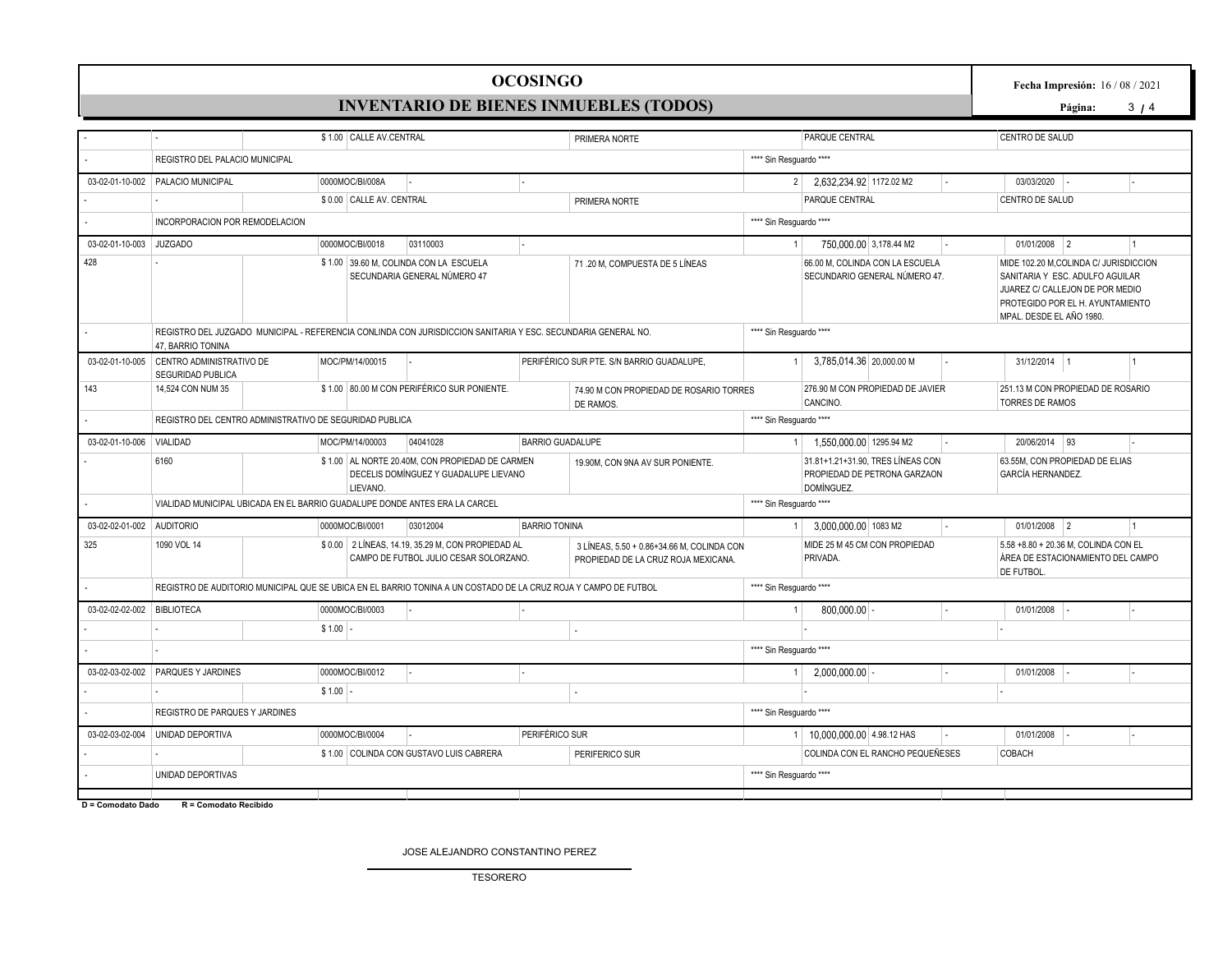# OCOSINGO

## INVENTARIO DE BIENES INMUEBLES (TODOS)

**Fecha Impresión:** 16 / 08 / 2021

| | | | | | | | | | | | | |
|---|---|---|---|---|---|---|---|---|---|---|---|---|
| - | - | $ 1.00 | CALLE AV.CENTRAL | | PRIMERA NORTE | | PARQUE CENTRAL | | | CENTRO DE SALUD | | |
| - | REGISTRO DEL PALACIO MUNICIPAL | | | | | **** Sin Resguardo **** | | | | | | |
| 03-02-01-10-002 | PALACIO MUNICIPAL | 0000MOC/BI/008A | - | - | | 2 | 2,632,234.92 | 1172.02 M2 | - | 03/03/2020 | - | - |
| - | - | $ 0.00 | CALLE AV. CENTRAL | | PRIMERA NORTE | | PARQUE CENTRAL | | | CENTRO DE SALUD | | |
| - | INCORPORACION POR REMODELACION | | | | | **** Sin Resguardo **** | | | | | | |
| 03-02-01-10-003 | JUZGADO | 0000MOC/BI/0018 | 03110003 | - | | 1 | 750,000.00 | 3,178.44 M2 | - | 01/01/2008 | 2 | 1 |
| 428 | - | $ 1.00 | 39.60 M, COLINDA CON LA ESCUELA SECUNDARIA GENERAL NÚMERO 47 | | 71 .20 M, COMPUESTA DE 5 LÍNEAS | | 66.00 M, COLINDA CON LA ESCUELA SECUNDARIO GENERAL NÚMERO 47. | | | MIDE 102.20 M,COLINDA C/ JURISDICCION SANITARIA Y ESC. ADULFO AGUILAR JUAREZ C/ CALLEJON DE POR MEDIO PROTEGIDO POR EL H. AYUNTAMIENTO MPAL. DESDE EL AÑO 1980. | | |
| - | REGISTRO DEL JUZGADO MUNICIPAL - REFERENCIA CONLINDA CON JURISDICCION SANITARIA Y ESC. SECUNDARIA GENERAL NO. 47, BARRIO TONINA | | | | | **** Sin Resguardo **** | | | | | | |
| 03-02-01-10-005 | CENTRO ADMINISTRATIVO DE SEGURIDAD PUBLICA | MOC/PM/14/00015 | - | PERIFÉRICO SUR PTE. S/N BARRIO GUADALUPE, | | 1 | 3,785,014.36 | 20,000.00 M | - | 31/12/2014 | 1 | 1 |
| 143 | 14,524 CON NUM 35 | $ 1.00 | 80.00 M CON PERIFÉRICO SUR PONIENTE. | | 74.90 M CON PROPIEDAD DE ROSARIO TORRES DE RAMOS. | | 276.90 M CON PROPIEDAD DE JAVIER CANCINO. | | | 251.13 M CON PROPIEDAD DE ROSARIO TORRES DE RAMOS | | |
| - | REGISTRO DEL CENTRO ADMINISTRATIVO DE SEGURIDAD PUBLICA | | | | | **** Sin Resguardo **** | | | | | | |
| 03-02-01-10-006 | VIALIDAD | MOC/PM/14/00003 | 04041028 | BARRIO GUADALUPE | | 1 | 1,550,000.00 | 1295.94 M2 | - | 20/06/2014 | 93 | - |
| - | 6160 | $ 1.00 | AL NORTE 20.40M, CON PROPIEDAD DE CARMEN DECELIS DOMÍNGUEZ Y GUADALUPE LIEVANO LIEVANO. | | 19.90M, CON 9NA AV SUR PONIENTE. | | 31.81+1.21+31.90, TRES LÍNEAS CON PROPIEDAD DE PETRONA GARZAON DOMÍNGUEZ. | | | 63.55M, CON PROPIEDAD DE ELIAS GARCÍA HERNANDEZ. | | |
| - | VIALIDAD MUNICIPAL UBICADA EN EL BARRIO GUADALUPE DONDE ANTES ERA LA CARCEL | | | | | **** Sin Resguardo **** | | | | | | |
| 03-02-02-01-002 | AUDITORIO | 0000MOC/BI/0001 | 03012004 | BARRIO TONINA | | 1 | 3,000,000.00 | 1083 M2 | - | 01/01/2008 | 2 | 1 |
| 325 | 1090 VOL 14 | $ 0.00 | 2 LÍNEAS, 14.19, 35.29 M, CON PROPIEDAD AL CAMPO DE FUTBOL JULIO CESAR SOLORZANO. | | 3 LÍNEAS, 5.50 + 0.86+34.66 M, COLINDA CON PROPIEDAD DE LA CRUZ ROJA MEXICANA. | | MIDE 25 M 45 CM CON PROPIEDAD PRIVADA. | | | 5.58 +8.80 + 20.36 M, COLINDA CON EL ÁREA DE ESTACIONAMIENTO DEL CAMPO DE FUTBOL. | | |
| - | REGISTRO DE AUDITORIO MUNICIPAL QUE SE UBICA EN EL BARRIO TONINA A UN COSTADO DE LA CRUZ ROJA Y CAMPO DE FUTBOL | | | | | **** Sin Resguardo **** | | | | | | |
| 03-02-02-02-002 | BIBLIOTECA | 0000MOC/BI/0003 | - | - | | 1 | 800,000.00 | - | - | 01/01/2008 | - | - |
| - | - | $ 1.00 | - | | - | | - | | | - | | |
| - | - | | | | | **** Sin Resguardo **** | | | | | | |
| 03-02-03-02-002 | PARQUES Y JARDINES | 0000MOC/BI/0012 | - | - | | 1 | 2,000,000.00 | - | - | 01/01/2008 | - | - |
| - | - | $ 1.00 | - | | - | | - | | | - | | |
| - | REGISTRO DE PARQUES Y JARDINES | | | | | **** Sin Resguardo **** | | | | | | |
| 03-02-03-02-004 | UNIDAD DEPORTIVA | 0000MOC/BI/0004 | - | PERIFÉRICO SUR | | 1 | 10,000,000.00 | 4.98.12 HAS | - | 01/01/2008 | - | - |
| - | - | $ 1.00 | COLINDA CON GUSTAVO LUIS CABRERA | | PERIFERICO SUR | | COLINDA CON EL RANCHO PEQUEÑESES | | | COBACH | | |
| - | UNIDAD DEPORTIVAS | | | | | **** Sin Resguardo **** | | | | | | |

**D = Comodato Dado** **R = Comodato Recibido**

JOSE ALEJANDRO CONSTANTINO PEREZ

TESORERO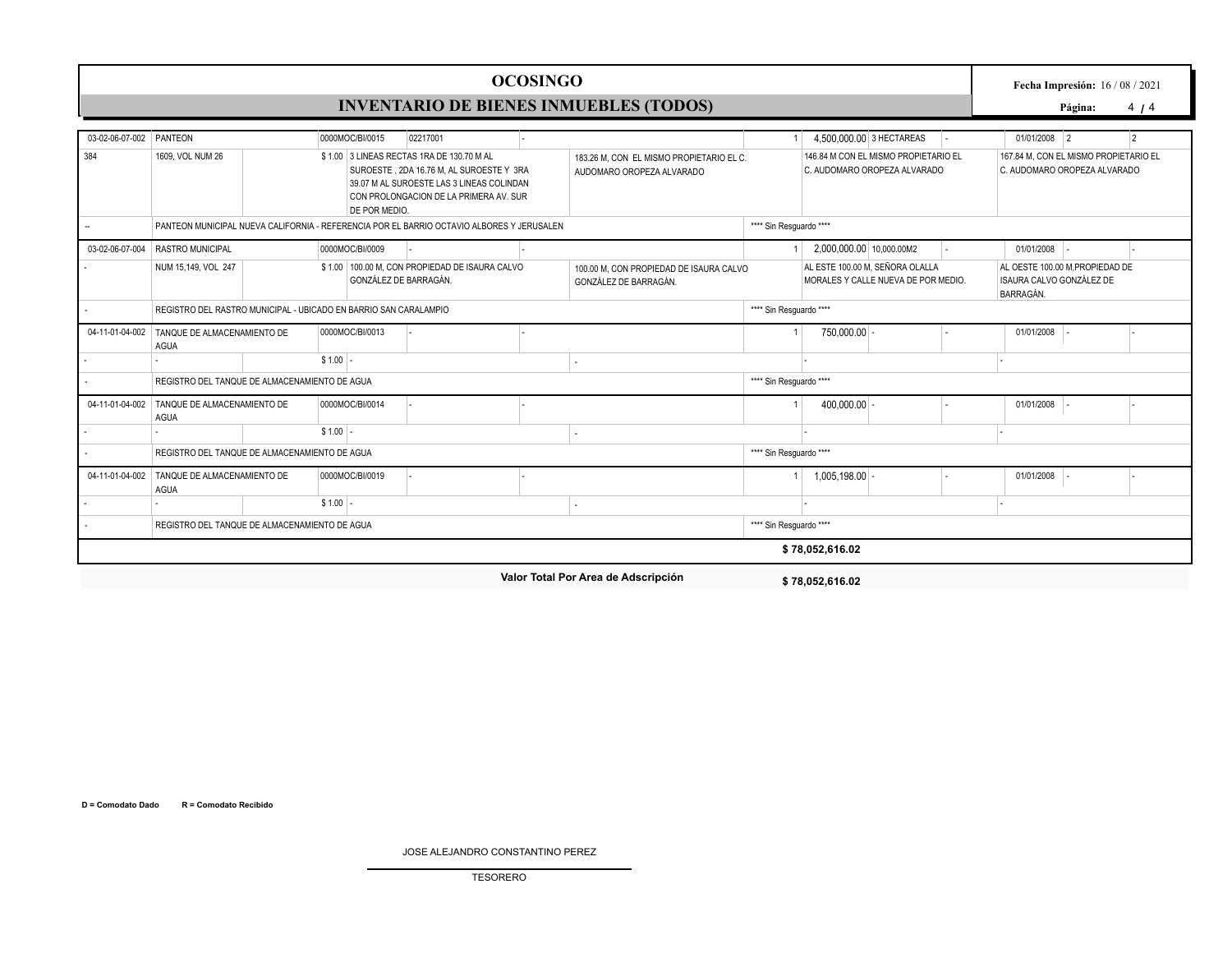# OCOSINGO

## INVENTARIO DE BIENES INMUEBLES (TODOS)

Fecha Impresión: 16 / 08 / 2021

| | | | | | | | | | | | | | |
|---|---|---|---|---|---|---|---|---|---|---|---|---|---|
| 03-02-06-07-002 | PANTEON | | 0000MOC/BI/0015 | 02217001 | - | | 1 | 4,500,000.00 | 3 HECTAREAS | - | 01/01/2008 | 2 | 2 |
| 384 | 1609, VOL NUM 26 | | $ 1.00 | 3 LINEAS RECTAS 1RA DE 130.70 M AL SUROESTE , 2DA 16.76 M, AL SUROESTE Y 3RA 39.07 M AL SUROESTE LAS 3 LINEAS COLINDAN CON PROLONGACION DE LA PRIMERA AV. SUR DE POR MEDIO. | | 183.26 M, CON EL MISMO PROPIETARIO EL C. AUDOMARO OROPEZA ALVARADO | | 146.84 M CON EL MISMO PROPIETARIO EL C. AUDOMARO OROPEZA ALVARADO | | | 167.84 M, CON EL MISMO PROPIETARIO EL C. AUDOMARO OROPEZA ALVARADO | | |
| -- | PANTEON MUNICIPAL NUEVA CALIFORNIA - REFERENCIA POR EL BARRIO OCTAVIO ALBORES Y JERUSALEN | | | | | | **** Sin Resguardo **** | | | | | | |
| 03-02-06-07-004 | RASTRO MUNICIPAL | | 0000MOC/BI/0009 | - | - | | 1 | 2,000,000.00 | 10,000.00M2 | - | 01/01/2008 | - | - |
| - | NUM 15,149, VOL 247 | | $ 1.00 | 100.00 M, CON PROPIEDAD DE ISAURA CALVO GONZÁLEZ DE BARRAGÁN. | | 100.00 M, CON PROPIEDAD DE ISAURA CALVO GONZÁLEZ DE BARRAGÁN. | | AL ESTE 100.00 M, SEÑORA OLALLA MORALES Y CALLE NUEVA DE POR MEDIO. | | | AL OESTE 100.00 M,PROPIEDAD DE ISAURA CALVO GONZÁLEZ DE BARRAGÁN. | | |
| - | REGISTRO DEL RASTRO MUNICIPAL - UBICADO EN BARRIO SAN CARALAMPIO | | | | | | **** Sin Resguardo **** | | | | | | |
| 04-11-01-04-002 | TANQUE DE ALMACENAMIENTO DE AGUA | | 0000MOC/BI/0013 | - | - | | 1 | 750,000.00 | - | - | 01/01/2008 | - | - |
| - | - | | $ 1.00 | - | | - | | - | | | - | | |
| - | REGISTRO DEL TANQUE DE ALMACENAMIENTO DE AGUA | | | | | | **** Sin Resguardo **** | | | | | | |
| 04-11-01-04-002 | TANQUE DE ALMACENAMIENTO DE AGUA | | 0000MOC/BI/0014 | - | - | | 1 | 400,000.00 | - | - | 01/01/2008 | - | - |
| - | - | | $ 1.00 | - | | - | | - | | | - | | |
| - | REGISTRO DEL TANQUE DE ALMACENAMIENTO DE AGUA | | | | | | **** Sin Resguardo **** | | | | | | |
| 04-11-01-04-002 | TANQUE DE ALMACENAMIENTO DE AGUA | | 0000MOC/BI/0019 | - | - | | 1 | 1,005,198.00 | - | - | 01/01/2008 | - | - |
| - | - | | $ 1.00 | - | | - | | - | | | - | | |
| - | REGISTRO DEL TANQUE DE ALMACENAMIENTO DE AGUA | | | | | | **** Sin Resguardo **** | | | | | | |
| | | | | | | | | **$ 78,052,616.02** | | | | | |

**Valor Total Por Area de Adscripción** **$ 78,052,616.02**

**D = Comodato Dado** **R = Comodato Recibido**

JOSE ALEJANDRO CONSTANTINO PEREZ

TESORERO